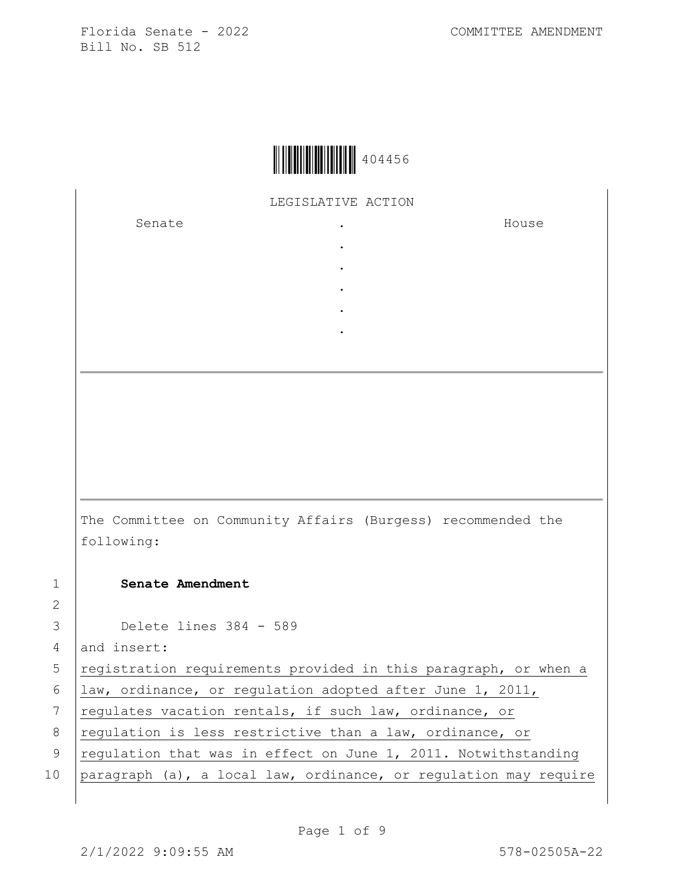Florida Senate - 2022
Bill No. SB 512

COMMITTEE AMENDMENT

404456

LEGISLATIVE ACTION

| Senate | . | House |
|---|---|---|
| | . | |
| | . | |
| | . | |
| | . | |
| | . | |

The Committee on Community Affairs (Burgess) recommended the following:

1 **Senate Amendment**

2

3 Delete lines 384 - 589

4 and insert:

5 <u>registration requirements provided in this paragraph, or when a</u>

6 <u>law, ordinance, or regulation adopted after June 1, 2011,</u>

7 <u>regulates vacation rentals, if such law, ordinance, or</u>

8 <u>regulation is less restrictive than a law, ordinance, or</u>

9 <u>regulation that was in effect on June 1, 2011. Notwithstanding</u>

10 <u>paragraph (a), a local law, ordinance, or regulation may require</u>

2/1/2022 9:09:55 AM 578-02505A-22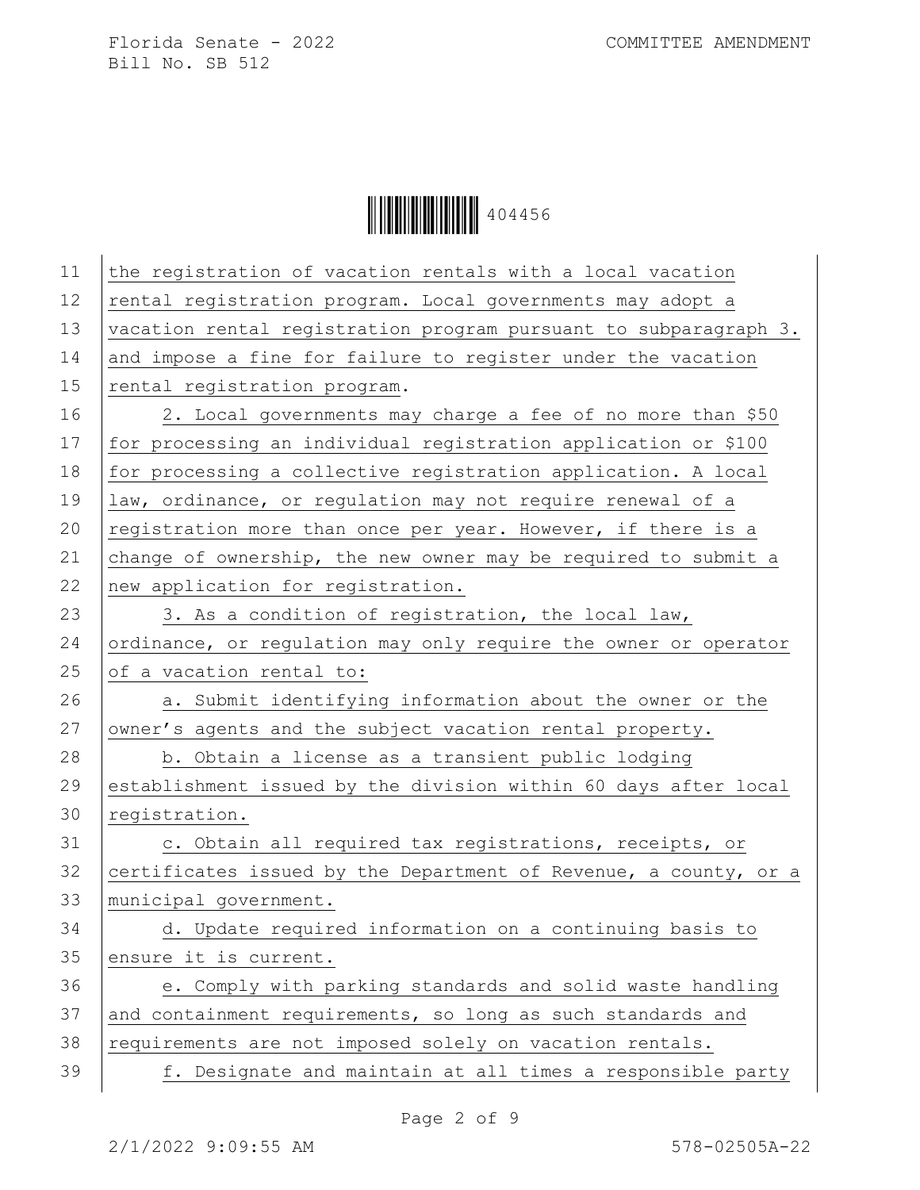the registration of vacation rentals with a local vacation rental registration program. Local governments may adopt a vacation rental registration program pursuant to subparagraph 3. and impose a fine for failure to register under the vacation rental registration program.

2. Local governments may charge a fee of no more than $50 for processing an individual registration application or $100 for processing a collective registration application. A local law, ordinance, or regulation may not require renewal of a registration more than once per year. However, if there is a change of ownership, the new owner may be required to submit a new application for registration.

3. As a condition of registration, the local law, ordinance, or regulation may only require the owner or operator of a vacation rental to:

a. Submit identifying information about the owner or the owner's agents and the subject vacation rental property.

b. Obtain a license as a transient public lodging establishment issued by the division within 60 days after local registration.

c. Obtain all required tax registrations, receipts, or certificates issued by the Department of Revenue, a county, or a municipal government.

d. Update required information on a continuing basis to ensure it is current.

e. Comply with parking standards and solid waste handling and containment requirements, so long as such standards and requirements are not imposed solely on vacation rentals.

f. Designate and maintain at all times a responsible party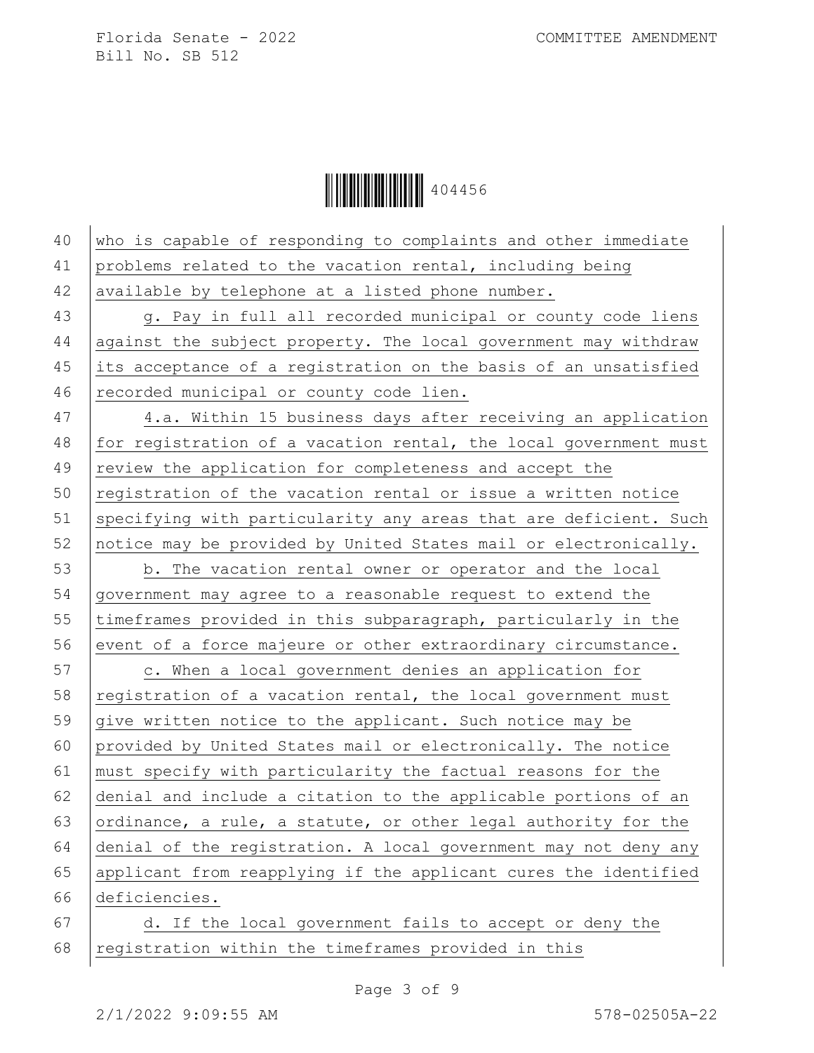who is capable of responding to complaints and other immediate problems related to the vacation rental, including being available by telephone at a listed phone number.

g. Pay in full all recorded municipal or county code liens against the subject property. The local government may withdraw its acceptance of a registration on the basis of an unsatisfied recorded municipal or county code lien.

4.a. Within 15 business days after receiving an application for registration of a vacation rental, the local government must review the application for completeness and accept the registration of the vacation rental or issue a written notice specifying with particularity any areas that are deficient. Such notice may be provided by United States mail or electronically.

b. The vacation rental owner or operator and the local government may agree to a reasonable request to extend the timeframes provided in this subparagraph, particularly in the event of a force majeure or other extraordinary circumstance.

c. When a local government denies an application for registration of a vacation rental, the local government must give written notice to the applicant. Such notice may be provided by United States mail or electronically. The notice must specify with particularity the factual reasons for the denial and include a citation to the applicable portions of an ordinance, a rule, a statute, or other legal authority for the denial of the registration. A local government may not deny any applicant from reapplying if the applicant cures the identified deficiencies.

d. If the local government fails to accept or deny the registration within the timeframes provided in this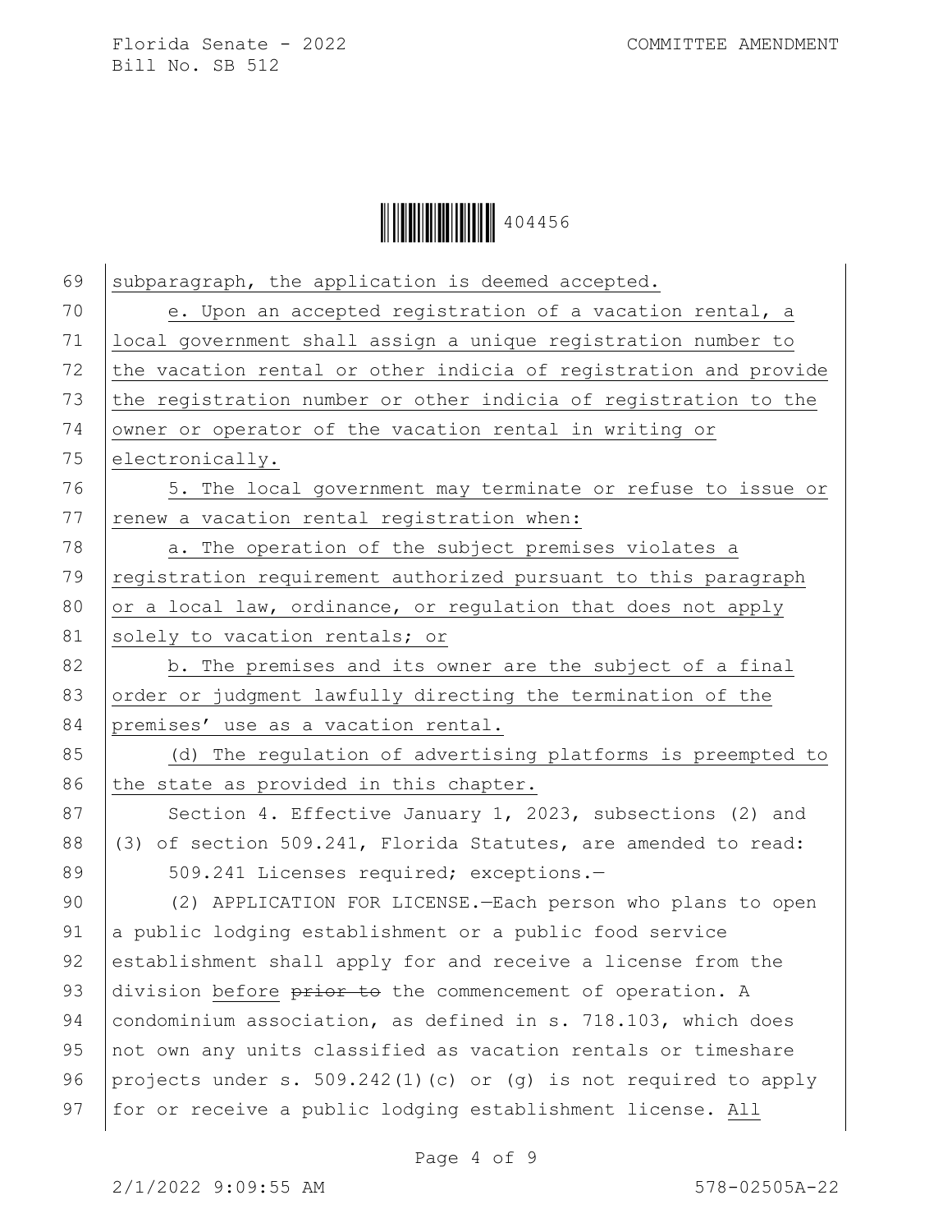subparagraph, the application is deemed accepted.

e. Upon an accepted registration of a vacation rental, a local government shall assign a unique registration number to the vacation rental or other indicia of registration and provide the registration number or other indicia of registration to the owner or operator of the vacation rental in writing or electronically.

5. The local government may terminate or refuse to issue or renew a vacation rental registration when:

a. The operation of the subject premises violates a registration requirement authorized pursuant to this paragraph or a local law, ordinance, or regulation that does not apply solely to vacation rentals; or

b. The premises and its owner are the subject of a final order or judgment lawfully directing the termination of the premises' use as a vacation rental.

(d) The regulation of advertising platforms is preempted to the state as provided in this chapter.

Section 4. Effective January 1, 2023, subsections (2) and (3) of section 509.241, Florida Statutes, are amended to read:

509.241 Licenses required; exceptions.—

(2) APPLICATION FOR LICENSE.—Each person who plans to open a public lodging establishment or a public food service establishment shall apply for and receive a license from the division before ~~prior to~~ the commencement of operation. A condominium association, as defined in s. 718.103, which does not own any units classified as vacation rentals or timeshare projects under s. 509.242(1)(c) or (g) is not required to apply for or receive a public lodging establishment license. All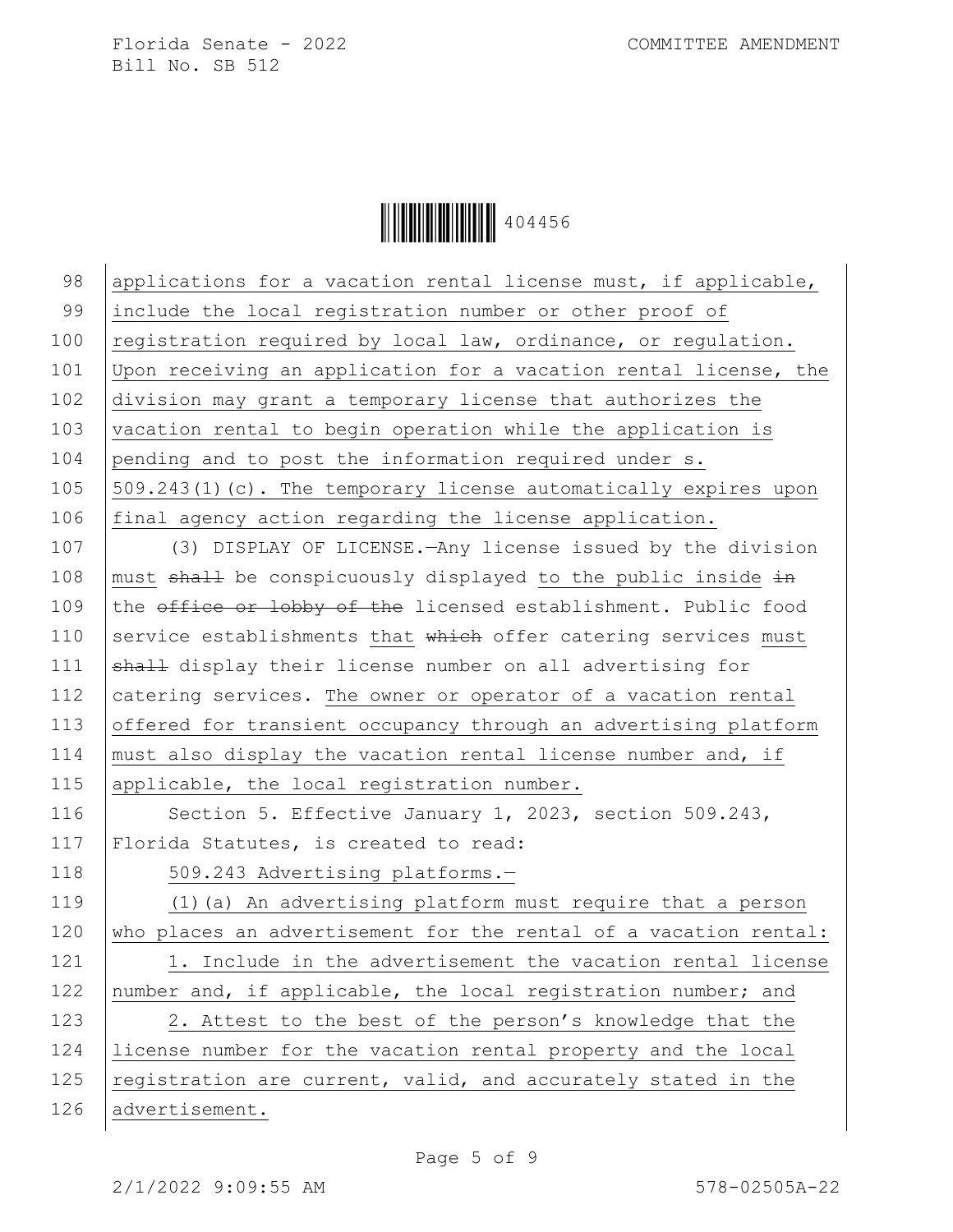applications for a vacation rental license must, if applicable, include the local registration number or other proof of registration required by local law, ordinance, or regulation. Upon receiving an application for a vacation rental license, the division may grant a temporary license that authorizes the vacation rental to begin operation while the application is pending and to post the information required under s. 509.243(1)(c). The temporary license automatically expires upon final agency action regarding the license application.

(3) DISPLAY OF LICENSE.—Any license issued by the division must ~~shall~~ be conspicuously displayed to the public inside ~~in~~ the ~~office or lobby of the~~ licensed establishment. Public food service establishments that ~~which~~ offer catering services must ~~shall~~ display their license number on all advertising for catering services. The owner or operator of a vacation rental offered for transient occupancy through an advertising platform must also display the vacation rental license number and, if applicable, the local registration number.

Section 5. Effective January 1, 2023, section 509.243, Florida Statutes, is created to read:

509.243 Advertising platforms.—

(1)(a) An advertising platform must require that a person who places an advertisement for the rental of a vacation rental:

1. Include in the advertisement the vacation rental license number and, if applicable, the local registration number; and

2. Attest to the best of the person's knowledge that the license number for the vacation rental property and the local registration are current, valid, and accurately stated in the advertisement.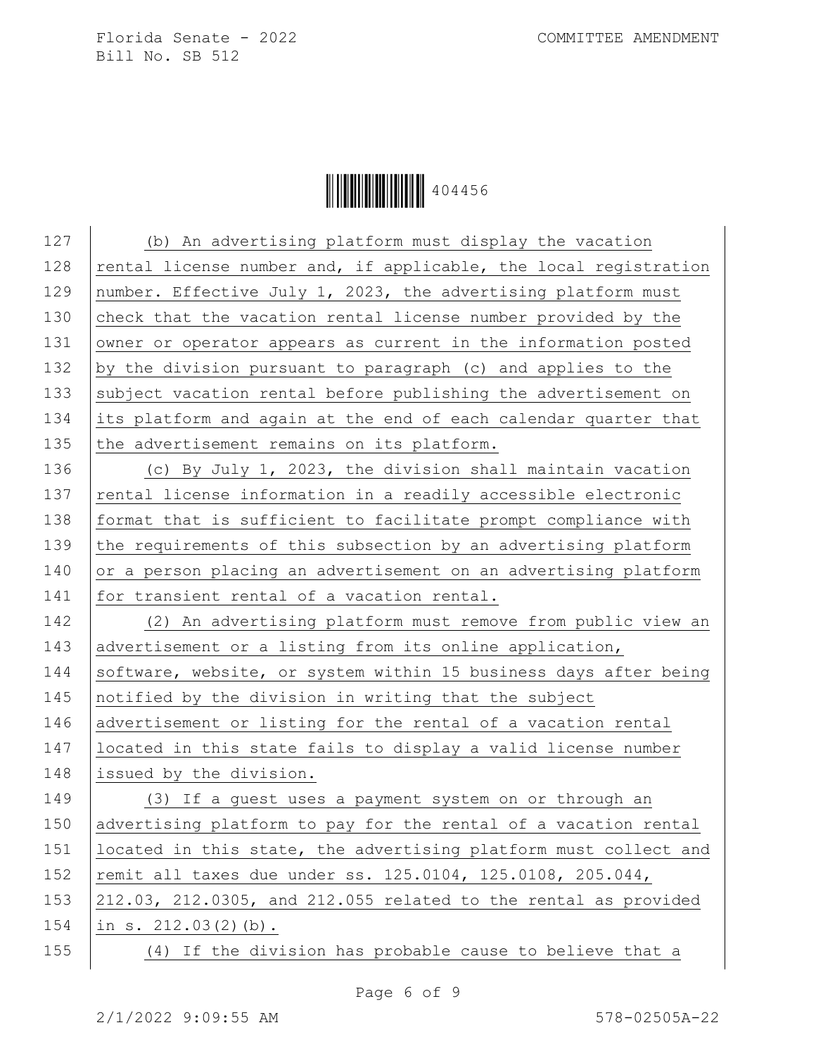(b) An advertising platform must display the vacation rental license number and, if applicable, the local registration number. Effective July 1, 2023, the advertising platform must check that the vacation rental license number provided by the owner or operator appears as current in the information posted by the division pursuant to paragraph (c) and applies to the subject vacation rental before publishing the advertisement on its platform and again at the end of each calendar quarter that the advertisement remains on its platform.

(c) By July 1, 2023, the division shall maintain vacation rental license information in a readily accessible electronic format that is sufficient to facilitate prompt compliance with the requirements of this subsection by an advertising platform or a person placing an advertisement on an advertising platform for transient rental of a vacation rental.

(2) An advertising platform must remove from public view an advertisement or a listing from its online application, software, website, or system within 15 business days after being notified by the division in writing that the subject advertisement or listing for the rental of a vacation rental located in this state fails to display a valid license number issued by the division.

(3) If a guest uses a payment system on or through an advertising platform to pay for the rental of a vacation rental located in this state, the advertising platform must collect and remit all taxes due under ss. 125.0104, 125.0108, 205.044, 212.03, 212.0305, and 212.055 related to the rental as provided in s. 212.03(2)(b).

(4) If the division has probable cause to believe that a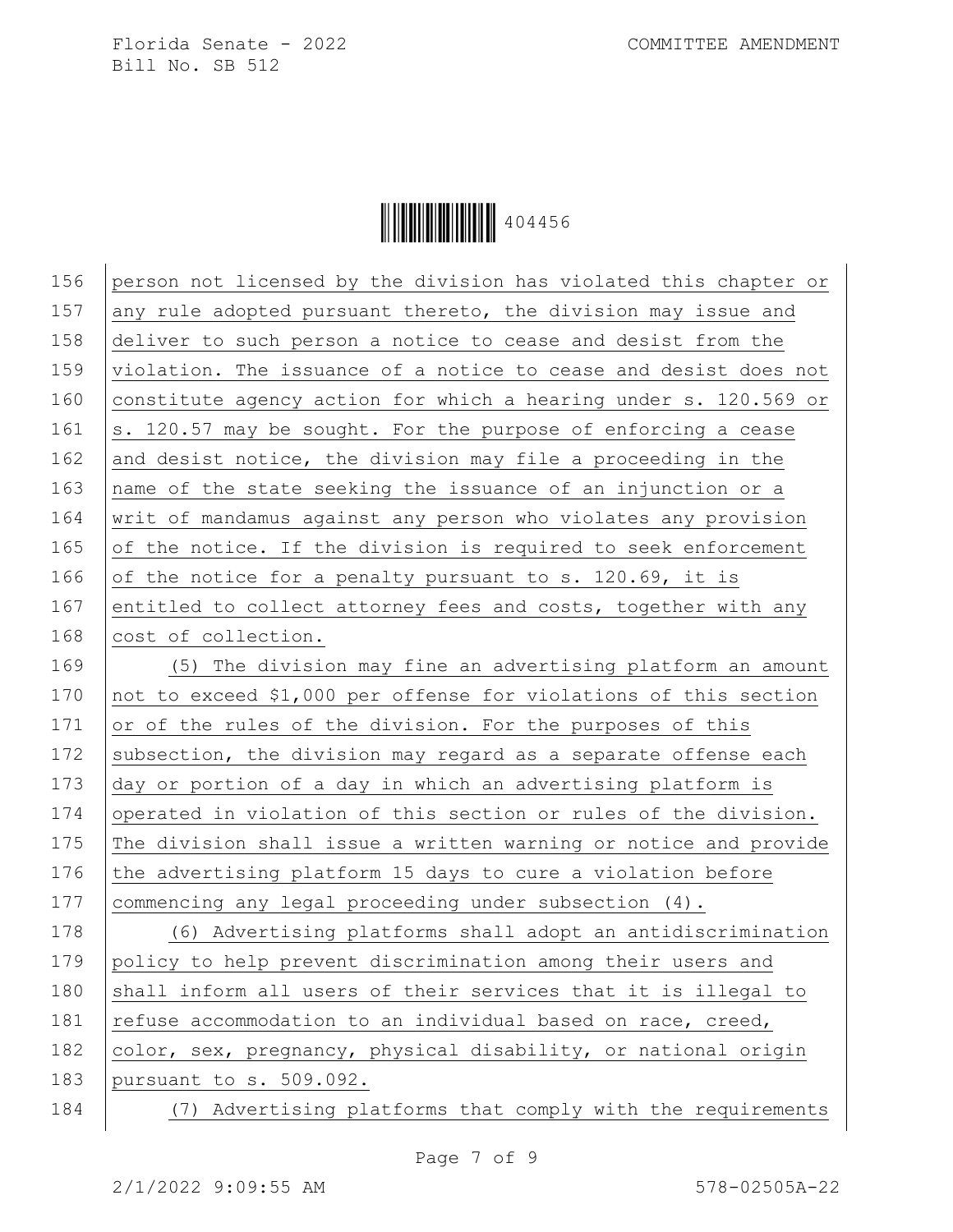person not licensed by the division has violated this chapter or any rule adopted pursuant thereto, the division may issue and deliver to such person a notice to cease and desist from the violation. The issuance of a notice to cease and desist does not constitute agency action for which a hearing under s. 120.569 or s. 120.57 may be sought. For the purpose of enforcing a cease and desist notice, the division may file a proceeding in the name of the state seeking the issuance of an injunction or a writ of mandamus against any person who violates any provision of the notice. If the division is required to seek enforcement of the notice for a penalty pursuant to s. 120.69, it is entitled to collect attorney fees and costs, together with any cost of collection.

(5) The division may fine an advertising platform an amount not to exceed $1,000 per offense for violations of this section or of the rules of the division. For the purposes of this subsection, the division may regard as a separate offense each day or portion of a day in which an advertising platform is operated in violation of this section or rules of the division. The division shall issue a written warning or notice and provide the advertising platform 15 days to cure a violation before commencing any legal proceeding under subsection (4).

(6) Advertising platforms shall adopt an antidiscrimination policy to help prevent discrimination among their users and shall inform all users of their services that it is illegal to refuse accommodation to an individual based on race, creed, color, sex, pregnancy, physical disability, or national origin pursuant to s. 509.092.

(7) Advertising platforms that comply with the requirements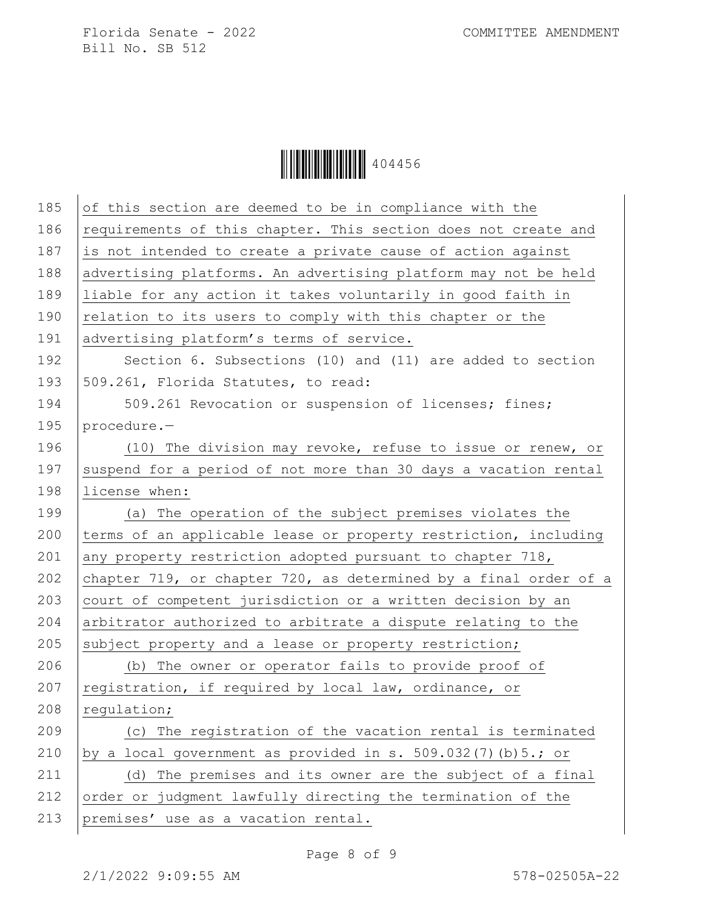of this section are deemed to be in compliance with the requirements of this chapter. This section does not create and is not intended to create a private cause of action against advertising platforms. An advertising platform may not be held liable for any action it takes voluntarily in good faith in relation to its users to comply with this chapter or the advertising platform's terms of service.

Section 6. Subsections (10) and (11) are added to section 509.261, Florida Statutes, to read:

509.261 Revocation or suspension of licenses; fines; procedure.—

(10) The division may revoke, refuse to issue or renew, or suspend for a period of not more than 30 days a vacation rental license when:

(a) The operation of the subject premises violates the terms of an applicable lease or property restriction, including any property restriction adopted pursuant to chapter 718, chapter 719, or chapter 720, as determined by a final order of a court of competent jurisdiction or a written decision by an arbitrator authorized to arbitrate a dispute relating to the subject property and a lease or property restriction;

(b) The owner or operator fails to provide proof of registration, if required by local law, ordinance, or regulation;

(c) The registration of the vacation rental is terminated by a local government as provided in s. 509.032(7)(b)5.; or

(d) The premises and its owner are the subject of a final order or judgment lawfully directing the termination of the premises' use as a vacation rental.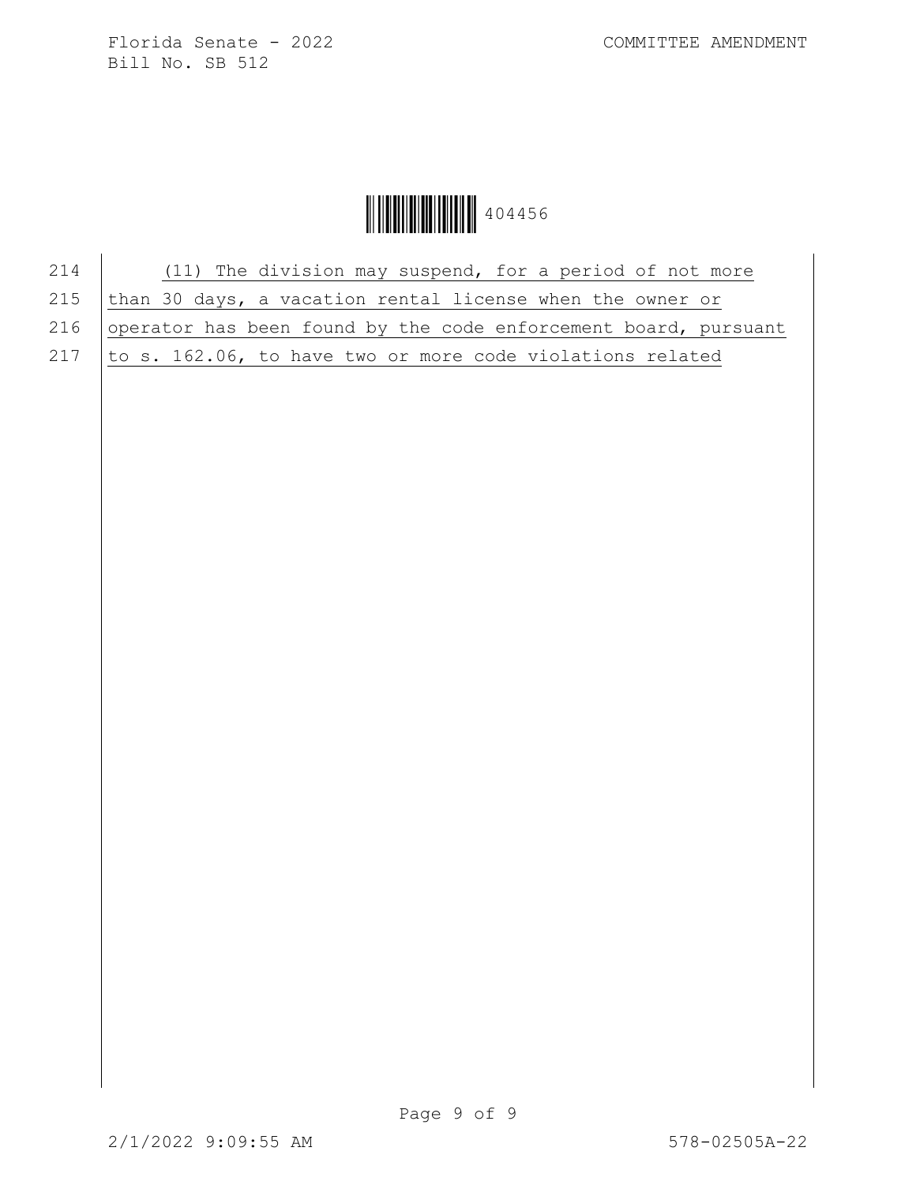214 (11) The division may suspend, for a period of not more
215 than 30 days, a vacation rental license when the owner or
216 operator has been found by the code enforcement board, pursuant
217 to s. 162.06, to have two or more code violations related